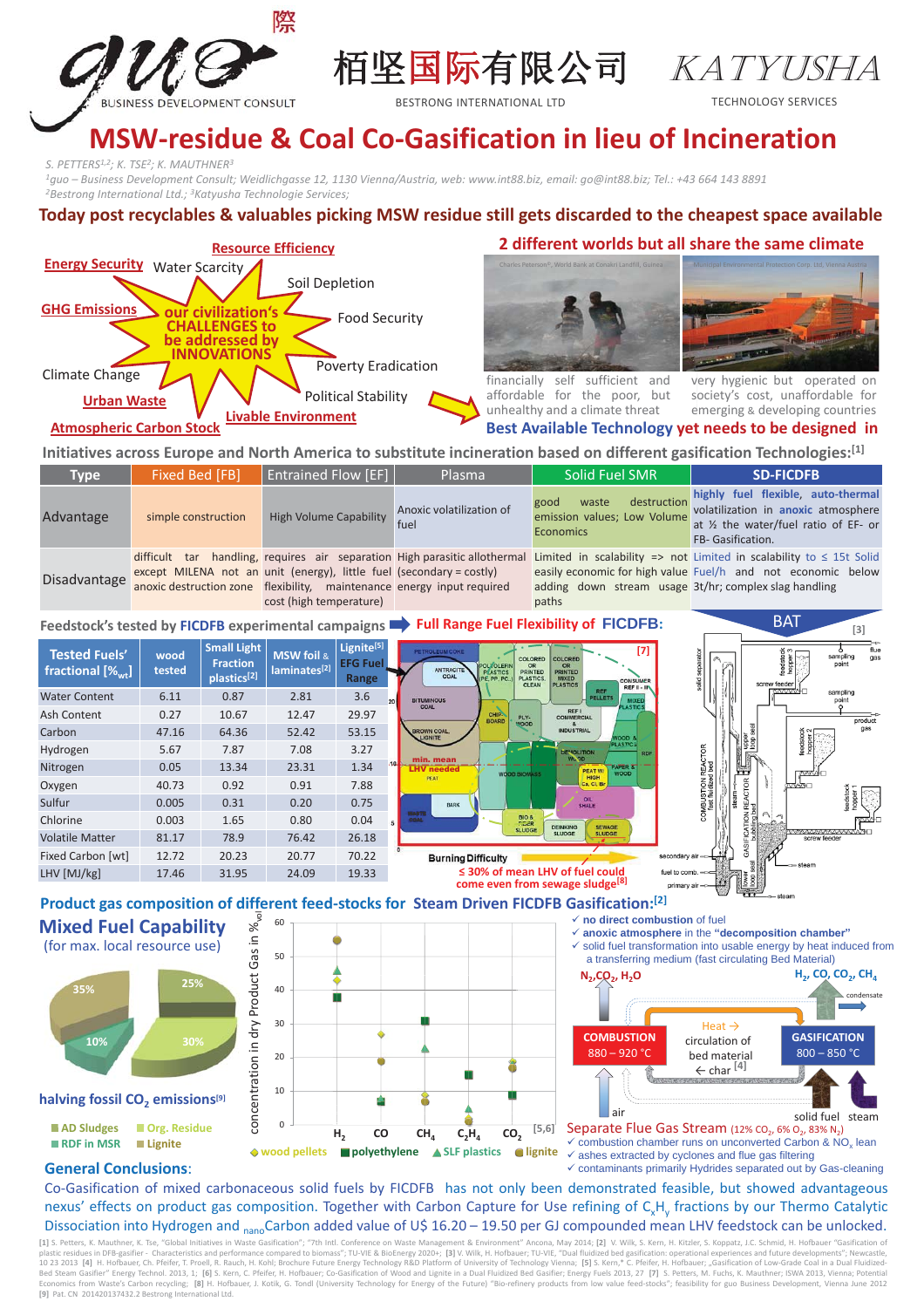guo BUSINESS DEVELOPMENT CONSULT

栢坚国际有限公司 BESTRONG INTERNATIONAL LTD

KATYUSHA TECHNOLOGY SERVICES

# MSW-residue & Coal Co-Gasification in lieu of Incineration

*S. PETTERS[1,2]; K. TSE[2]; K. MAUTHNER[3]*

*[1]guo – Business Development Consult; Weidlichgasse 12, 1130 Vienna/Austria, web: www.int88.biz, email: go@int88.biz; Tel.: +43 664 143 8891*
*[2]Bestrong International Ltd.; [3]Katyusha Technologie Services;*

## Today post recyclables & valuables picking MSW residue still gets discarded to the cheapest space available

Resource Efficiency, Energy Security, Water Scarcity, Soil Depletion, GHG Emissions, Food Security, Climate Change, Poverty Eradication, Urban Waste, Political Stability, Atmospheric Carbon Stock, Livable Environment

**our civilization's CHALLENGES to be addressed by INNOVATIONS**

## 2 different worlds but all share the same climate

Charles Peterson©, World Bank at Conakri Landfill, Guinea — financially self sufficient and affordable for the poor, but unhealthy and a climate threat

Municipal Environmental Protection Corp. Ltd, Vienna Austria — very hygienic but operated on society's cost, unaffordable for emerging & developing countries

**Best Available Technology yet needs to be designed in**

## Initiatives across Europe and North America to substitute incineration based on different gasification Technologies:[1]

| Type | Fixed Bed [FB] | Entrained Flow [EF] | Plasma | Solid Fuel SMR | SD-FICFDB |
|---|---|---|---|---|---|
| Advantage | simple construction | High Volume Capability | Anoxic volatilization of fuel | good waste destruction emission values; Low Volume Economics | highly fuel flexible, auto-thermal volatilization in anoxic atmosphere at ½ the water/fuel ratio of EF- or FB- Gasification. |
| Disadvantage | difficult tar handling, except MILENA not an anoxic destruction zone | requires air separation unit (energy), limited fuel flexibility, maintenance cost (high temperature) | High parasitic allothermal (secondary = costly) energy input required | Limited in scalability => not easily economic for high value adding down stream usage paths | Limited in scalability to ≤ 15t Solid Fuel/h and not economic below 3t/hr; complex slag handling |

## Feedstock's tested by FICFDB experimental campaigns

| Tested Fuels' fractional [%wt] | wood tested | Small Light Fraction plastics[2] | MSW foil & laminates[2] | Lignite[5] EFG Fuel Range |
|---|---|---|---|---|
| Water Content | 6.11 | 0.87 | 2.81 | 3.6 |
| Ash Content | 0.27 | 10.67 | 12.47 | 29.97 |
| Carbon | 47.16 | 64.36 | 52.42 | 53.15 |
| Hydrogen | 5.67 | 7.87 | 7.08 | 3.27 |
| Nitrogen | 0.05 | 13.34 | 23.31 | 1.34 |
| Oxygen | 40.73 | 0.92 | 0.91 | 7.88 |
| Sulfur | 0.005 | 0.31 | 0.20 | 0.75 |
| Chlorine | 0.003 | 1.65 | 0.80 | 0.04 |
| Volatile Matter | 81.17 | 78.9 | 76.42 | 26.18 |
| Fixed Carbon [wt] | 12.72 | 20.23 | 20.77 | 70.22 |
| LHV [MJ/kg] | 17.46 | 31.95 | 24.09 | 19.33 |

## Full Range Fuel Flexibility of FICFDB:

Burning Difficulty — ≤ 30% of mean LHV of fuel could come even from sewage sludge[8] [7]

BAT [3]

## Product gas composition of different feed-stocks for Steam Driven FICFDB Gasification:[2]

### Mixed Fuel Capability
(for max. local resource use)

35%, 25%, 10%, 30% — AD Sludges, Org. Residue, RDF in MSR, Lignite

**halving fossil $CO_2$ emissions[9]**

Concentration in dry Product Gas in %vol: $H_2$, $CO$, $CH_4$, $C_2H_4$, $CO_2$ [5,6] — wood pellets, polyethylene, SLF plastics, lignite

- no direct combustion of fuel
- anoxic atmosphere in the "decomposition chamber"
- solid fuel transformation into usable energy by heat induced from a transferring medium (fast circulating Bed Material)

COMBUSTION 880 – 920 °C — Heat → circulation of bed material ← char [4] — GASIFICATION 800 – 850 °C

$N_2$, $CO_2$, $H_2O$ / $H_2$, $CO$, $CO_2$, $CH_4$ / air / solid fuel / steam / condensate

**Separate Flue Gas Stream** (12% $CO_2$, 6% $O_2$, 83% $N_2$)
- combustion chamber runs on unconverted Carbon & $NO_x$ lean
- ashes extracted by cyclones and flue gas filtering
- contaminants primarily Hydrides separated out by Gas-cleaning

## General Conclusions:

Co-Gasification of mixed carbonaceous solid fuels by FICFDB has not only been demonstrated feasible, but showed advantageous nexus' effects on product gas composition. Together with Carbon Capture for Use refining of $C_xH_y$ fractions by our Thermo Catalytic Dissociation into Hydrogen and $_{nano}$Carbon added value of U$ 16.20 – 19.50 per GJ compounded mean LHV feedstock can be unlocked.

[1] S. Petters, K. Mauthner, K. Tse, "Global Initiatives in Waste Gasification"; "7th Intl. Conference on Waste Management & Environment" Ancona, May 2014; [2] V. Wilk, S. Kern, H. Kitzler, S. Koppatz, J.C. Schmid, H. Hofbauer "Gasification of plastic residues in DFB-gasifier - Characteristics and performance compared to biomass"; TU-VIE & BioEnergy 2020+; [3] V. Wilk, H. Hofbauer; TU-VIE, "Dual fluidized bed gasification: operational experiences and future developments"; Newcastle, 10 23 2013 [4] H. Hofbauer, Ch. Pfeifer, T. Proell, R. Rauch, H. Kohl; Brochure Future Energy Technology R&D Platform of University of Technology Vienna; [5] S. Kern,* C. Pfeifer, H. Hofbauer; „Gasification of Low-Grade Coal in a Dual Fluidized-Bed Steam Gasifier" Energy Technol. 2013, 1; [6] S. Kern, C. Pfeifer, H. Hofbauer; Co-Gasification of Wood and Lignite in a Dual Fluidized Bed Gasifier; Energy Fuels 2013, 27 [7] S. Petters, M. Fuchs, K. Mauthner; ISWA 2013, Vienna; Potential Economics from Waste's Carbon recycling; [8] H. Hofbauer, J. Kotik, G. Tondl (University Technology for Energy of the Future) "Bio-refinery products from low value feed-stocks"; feasibility for guo Business Development, Vienna June 2012 [9] Pat. CN 201420137432.2 Bestrong International Ltd.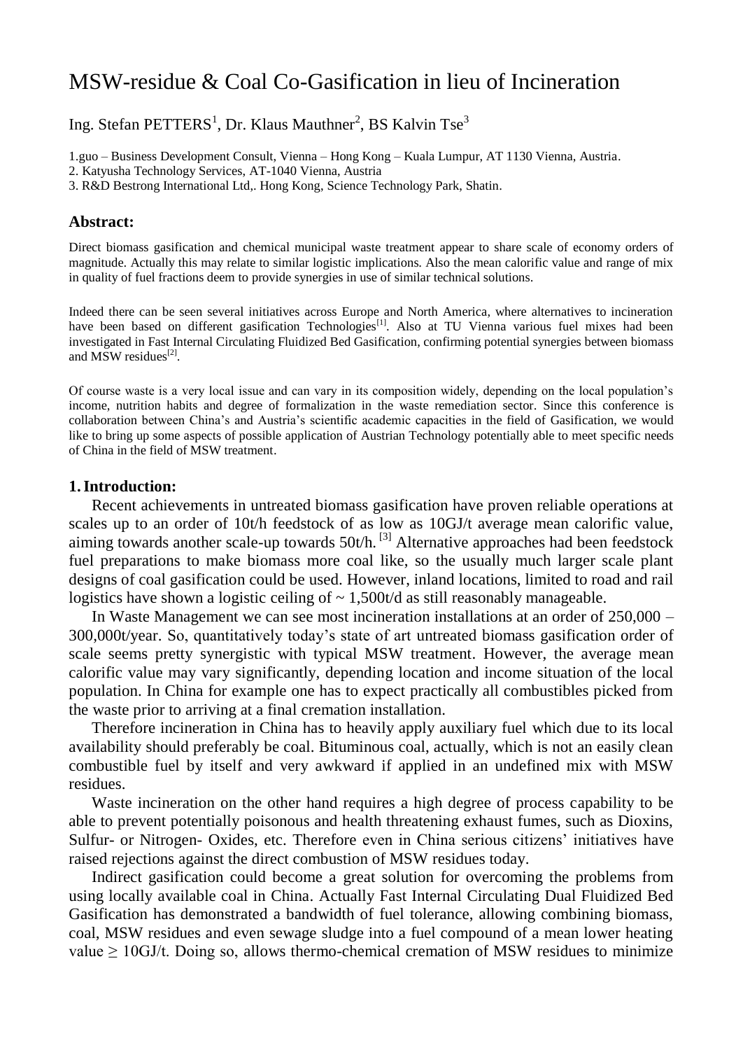# MSW-residue & Coal Co-Gasification in lieu of Incineration

Ing. Stefan PETTERS[1], Dr. Klaus Mauthner[2], BS Kalvin Tse[3]

1.guo – Business Development Consult, Vienna – Hong Kong – Kuala Lumpur, AT 1130 Vienna, Austria.
2. Katyusha Technology Services, AT-1040 Vienna, Austria
3. R&D Bestrong International Ltd,. Hong Kong, Science Technology Park, Shatin.

## Abstract:

Direct biomass gasification and chemical municipal waste treatment appear to share scale of economy orders of magnitude. Actually this may relate to similar logistic implications. Also the mean calorific value and range of mix in quality of fuel fractions deem to provide synergies in use of similar technical solutions.

Indeed there can be seen several initiatives across Europe and North America, where alternatives to incineration have been based on different gasification Technologies[1]. Also at TU Vienna various fuel mixes had been investigated in Fast Internal Circulating Fluidized Bed Gasification, confirming potential synergies between biomass and MSW residues[2].

Of course waste is a very local issue and can vary in its composition widely, depending on the local population's income, nutrition habits and degree of formalization in the waste remediation sector. Since this conference is collaboration between China's and Austria's scientific academic capacities in the field of Gasification, we would like to bring up some aspects of possible application of Austrian Technology potentially able to meet specific needs of China in the field of MSW treatment.

## 1. Introduction:

Recent achievements in untreated biomass gasification have proven reliable operations at scales up to an order of 10t/h feedstock of as low as 10GJ/t average mean calorific value, aiming towards another scale-up towards 50t/h. [3] Alternative approaches had been feedstock fuel preparations to make biomass more coal like, so the usually much larger scale plant designs of coal gasification could be used. However, inland locations, limited to road and rail logistics have shown a logistic ceiling of ~ 1,500t/d as still reasonably manageable.

In Waste Management we can see most incineration installations at an order of 250,000 – 300,000t/year. So, quantitatively today's state of art untreated biomass gasification order of scale seems pretty synergistic with typical MSW treatment. However, the average mean calorific value may vary significantly, depending location and income situation of the local population. In China for example one has to expect practically all combustibles picked from the waste prior to arriving at a final cremation installation.

Therefore incineration in China has to heavily apply auxiliary fuel which due to its local availability should preferably be coal. Bituminous coal, actually, which is not an easily clean combustible fuel by itself and very awkward if applied in an undefined mix with MSW residues.

Waste incineration on the other hand requires a high degree of process capability to be able to prevent potentially poisonous and health threatening exhaust fumes, such as Dioxins, Sulfur- or Nitrogen- Oxides, etc. Therefore even in China serious citizens' initiatives have raised rejections against the direct combustion of MSW residues today.

Indirect gasification could become a great solution for overcoming the problems from using locally available coal in China. Actually Fast Internal Circulating Dual Fluidized Bed Gasification has demonstrated a bandwidth of fuel tolerance, allowing combining biomass, coal, MSW residues and even sewage sludge into a fuel compound of a mean lower heating value $\geq$ 10GJ/t. Doing so, allows thermo-chemical cremation of MSW residues to minimize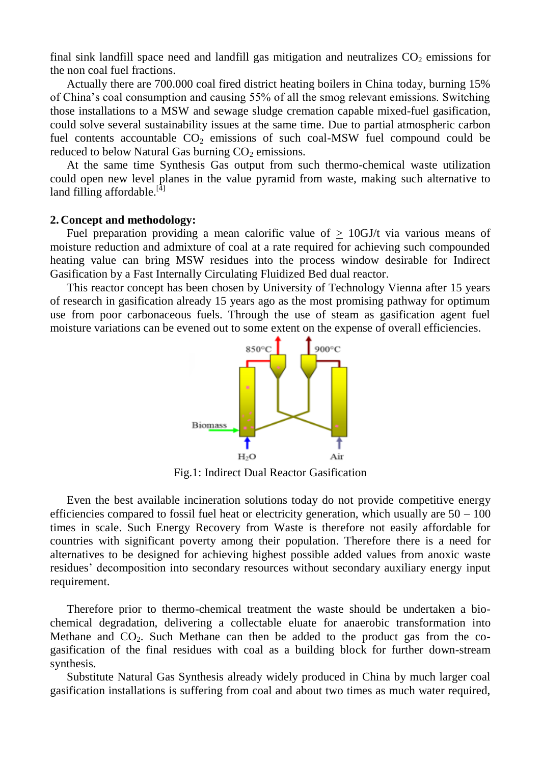final sink landfill space need and landfill gas mitigation and neutralizes $CO_2$ emissions for the non coal fuel fractions.

Actually there are 700.000 coal fired district heating boilers in China today, burning 15% of China's coal consumption and causing 55% of all the smog relevant emissions. Switching those installations to a MSW and sewage sludge cremation capable mixed-fuel gasification, could solve several sustainability issues at the same time. Due to partial atmospheric carbon fuel contents accountable $CO_2$ emissions of such coal-MSW fuel compound could be reduced to below Natural Gas burning $CO_2$ emissions.

At the same time Synthesis Gas output from such thermo-chemical waste utilization could open new level planes in the value pyramid from waste, making such alternative to land filling affordable.[4]

## 2. Concept and methodology:

Fuel preparation providing a mean calorific value of $\geq$ 10GJ/t via various means of moisture reduction and admixture of coal at a rate required for achieving such compounded heating value can bring MSW residues into the process window desirable for Indirect Gasification by a Fast Internally Circulating Fluidized Bed dual reactor.

This reactor concept has been chosen by University of Technology Vienna after 15 years of research in gasification already 15 years ago as the most promising pathway for optimum use from poor carbonaceous fuels. Through the use of steam as gasification agent fuel moisture variations can be evened out to some extent on the expense of overall efficiencies.

Fig.1: Indirect Dual Reactor Gasification

Even the best available incineration solutions today do not provide competitive energy efficiencies compared to fossil fuel heat or electricity generation, which usually are 50 – 100 times in scale. Such Energy Recovery from Waste is therefore not easily affordable for countries with significant poverty among their population. Therefore there is a need for alternatives to be designed for achieving highest possible added values from anoxic waste residues' decomposition into secondary resources without secondary auxiliary energy input requirement.

Therefore prior to thermo-chemical treatment the waste should be undertaken a bio-chemical degradation, delivering a collectable eluate for anaerobic transformation into Methane and $CO_2$. Such Methane can then be added to the product gas from the co-gasification of the final residues with coal as a building block for further down-stream synthesis.

Substitute Natural Gas Synthesis already widely produced in China by much larger coal gasification installations is suffering from coal and about two times as much water required,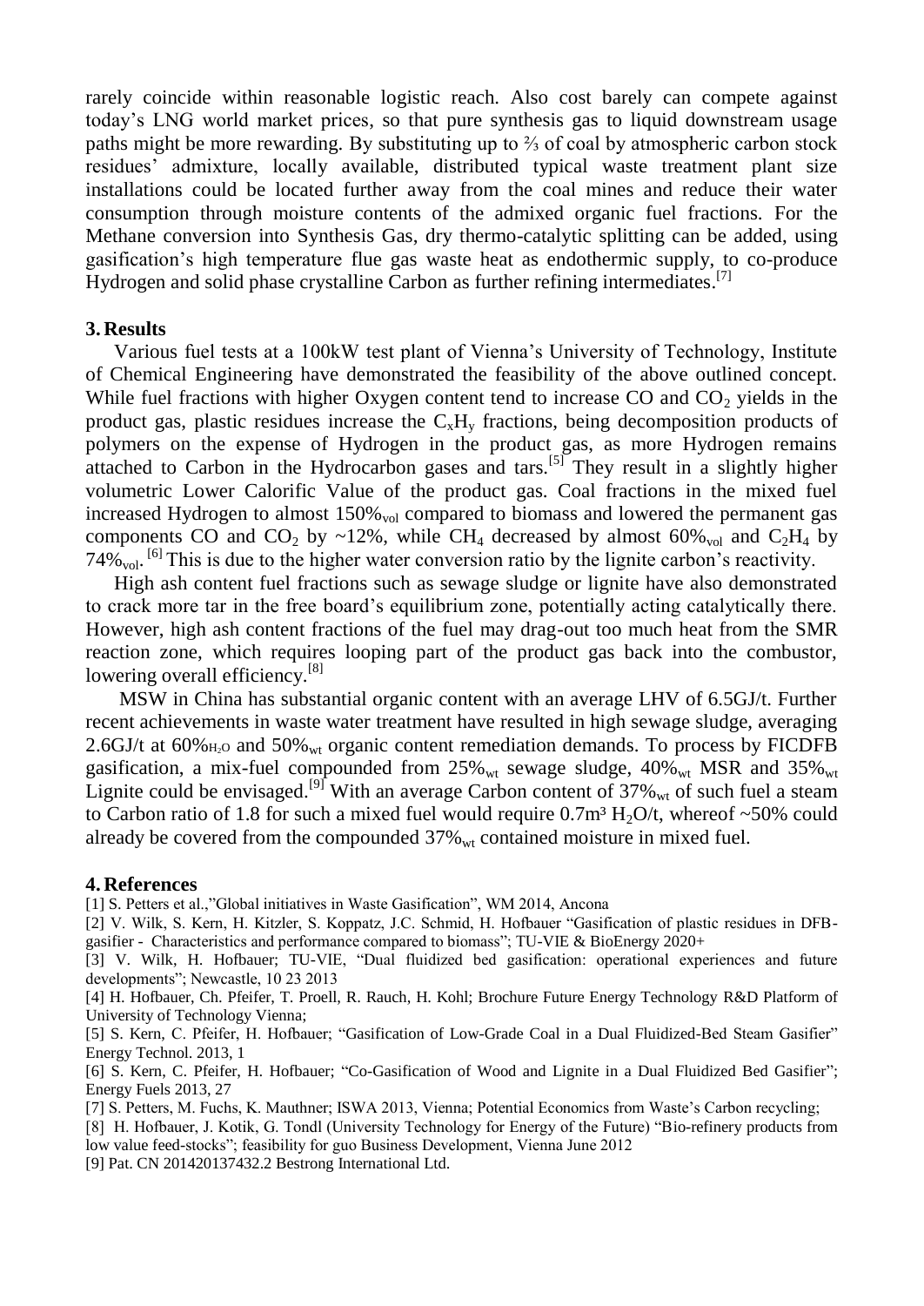rarely coincide within reasonable logistic reach. Also cost barely can compete against today's LNG world market prices, so that pure synthesis gas to liquid downstream usage paths might be more rewarding. By substituting up to ⅔ of coal by atmospheric carbon stock residues' admixture, locally available, distributed typical waste treatment plant size installations could be located further away from the coal mines and reduce their water consumption through moisture contents of the admixed organic fuel fractions. For the Methane conversion into Synthesis Gas, dry thermo-catalytic splitting can be added, using gasification's high temperature flue gas waste heat as endothermic supply, to co-produce Hydrogen and solid phase crystalline Carbon as further refining intermediates.[7]

## 3. Results

Various fuel tests at a 100kW test plant of Vienna's University of Technology, Institute of Chemical Engineering have demonstrated the feasibility of the above outlined concept. While fuel fractions with higher Oxygen content tend to increase CO and $CO_2$ yields in the product gas, plastic residues increase the $C_xH_y$ fractions, being decomposition products of polymers on the expense of Hydrogen in the product gas, as more Hydrogen remains attached to Carbon in the Hydrocarbon gases and tars.[5] They result in a slightly higher volumetric Lower Calorific Value of the product gas. Coal fractions in the mixed fuel increased Hydrogen to almost $150\%_{vol}$ compared to biomass and lowered the permanent gas components CO and $CO_2$ by ~12%, while $CH_4$ decreased by almost $60\%_{vol}$ and $C_2H_4$ by $74\%_{vol}$.[6] This is due to the higher water conversion ratio by the lignite carbon's reactivity.

High ash content fuel fractions such as sewage sludge or lignite have also demonstrated to crack more tar in the free board's equilibrium zone, potentially acting catalytically there. However, high ash content fractions of the fuel may drag-out too much heat from the SMR reaction zone, which requires looping part of the product gas back into the combustor, lowering overall efficiency.[8]

MSW in China has substantial organic content with an average LHV of 6.5GJ/t. Further recent achievements in waste water treatment have resulted in high sewage sludge, averaging 2.6GJ/t at $60\%_{H_2O}$ and $50\%_{wt}$ organic content remediation demands. To process by FICDFB gasification, a mix-fuel compounded from $25\%_{wt}$ sewage sludge, $40\%_{wt}$ MSR and $35\%_{wt}$ Lignite could be envisaged.[9] With an average Carbon content of $37\%_{wt}$ of such fuel a steam to Carbon ratio of 1.8 for such a mixed fuel would require $0.7m^3$ $H_2O$/t, whereof ~50% could already be covered from the compounded $37\%_{wt}$ contained moisture in mixed fuel.

## 4. References

[1] S. Petters et al.,"Global initiatives in Waste Gasification", WM 2014, Ancona

[2] V. Wilk, S. Kern, H. Kitzler, S. Koppatz, J.C. Schmid, H. Hofbauer "Gasification of plastic residues in DFB-gasifier - Characteristics and performance compared to biomass"; TU-VIE & BioEnergy 2020+

[3] V. Wilk, H. Hofbauer; TU-VIE, "Dual fluidized bed gasification: operational experiences and future developments"; Newcastle, 10 23 2013

[4] H. Hofbauer, Ch. Pfeifer, T. Proell, R. Rauch, H. Kohl; Brochure Future Energy Technology R&D Platform of University of Technology Vienna;

[5] S. Kern, C. Pfeifer, H. Hofbauer; "Gasification of Low-Grade Coal in a Dual Fluidized-Bed Steam Gasifier" Energy Technol. 2013, 1

[6] S. Kern, C. Pfeifer, H. Hofbauer; "Co-Gasification of Wood and Lignite in a Dual Fluidized Bed Gasifier"; Energy Fuels 2013, 27

[7] S. Petters, M. Fuchs, K. Mauthner; ISWA 2013, Vienna; Potential Economics from Waste's Carbon recycling;

[8] H. Hofbauer, J. Kotik, G. Tondl (University Technology for Energy of the Future) "Bio-refinery products from low value feed-stocks"; feasibility for guo Business Development, Vienna June 2012

[9] Pat. CN 201420137432.2 Bestrong International Ltd.